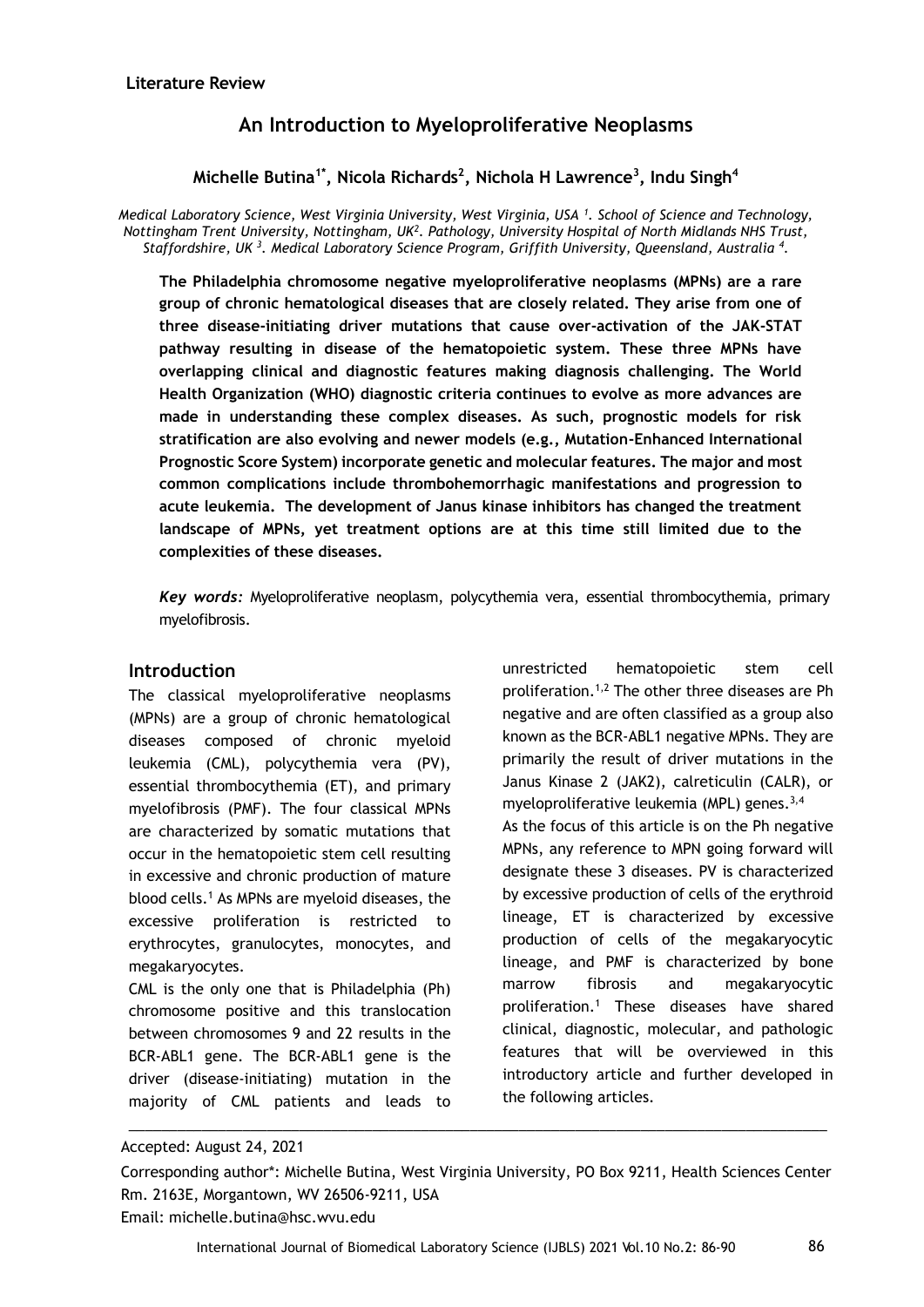**Literature Review**

# An Introduction to Myeloproliferative Neoplasms

**Michelle Butina[1*], Nicola Richards[2], Nichola H Lawrence[3], Indu Singh[4]**

*Medical Laboratory Science, West Virginia University, West Virginia, USA [1]. School of Science and Technology, Nottingham Trent University, Nottingham, UK[2]. Pathology, University Hospital of North Midlands NHS Trust, Staffordshire, UK [3]. Medical Laboratory Science Program, Griffith University, Queensland, Australia [4].*

**The Philadelphia chromosome negative myeloproliferative neoplasms (MPNs) are a rare group of chronic hematological diseases that are closely related. They arise from one of three disease-initiating driver mutations that cause over-activation of the JAK-STAT pathway resulting in disease of the hematopoietic system. These three MPNs have overlapping clinical and diagnostic features making diagnosis challenging. The World Health Organization (WHO) diagnostic criteria continues to evolve as more advances are made in understanding these complex diseases. As such, prognostic models for risk stratification are also evolving and newer models (e.g., Mutation-Enhanced International Prognostic Score System) incorporate genetic and molecular features. The major and most common complications include thrombohemorrhagic manifestations and progression to acute leukemia. The development of Janus kinase inhibitors has changed the treatment landscape of MPNs, yet treatment options are at this time still limited due to the complexities of these diseases.**

***Key words:*** Myeloproliferative neoplasm, polycythemia vera, essential thrombocythemia, primary myelofibrosis.

## Introduction

The classical myeloproliferative neoplasms (MPNs) are a group of chronic hematological diseases composed of chronic myeloid leukemia (CML), polycythemia vera (PV), essential thrombocythemia (ET), and primary myelofibrosis (PMF). The four classical MPNs are characterized by somatic mutations that occur in the hematopoietic stem cell resulting in excessive and chronic production of mature blood cells.[1] As MPNs are myeloid diseases, the excessive proliferation is restricted to erythrocytes, granulocytes, monocytes, and megakaryocytes.

CML is the only one that is Philadelphia (Ph) chromosome positive and this translocation between chromosomes 9 and 22 results in the BCR-ABL1 gene. The BCR-ABL1 gene is the driver (disease-initiating) mutation in the majority of CML patients and leads to unrestricted hematopoietic stem cell proliferation.[1,2] The other three diseases are Ph negative and are often classified as a group also known as the BCR-ABL1 negative MPNs. They are primarily the result of driver mutations in the Janus Kinase 2 (JAK2), calreticulin (CALR), or myeloproliferative leukemia (MPL) genes.[3,4]

As the focus of this article is on the Ph negative MPNs, any reference to MPN going forward will designate these 3 diseases. PV is characterized by excessive production of cells of the erythroid lineage, ET is characterized by excessive production of cells of the megakaryocytic lineage, and PMF is characterized by bone marrow fibrosis and megakaryocytic proliferation.[1] These diseases have shared clinical, diagnostic, molecular, and pathologic features that will be overviewed in this introductory article and further developed in the following articles.

---

Accepted: August 24, 2021

Corresponding author*: Michelle Butina, West Virginia University, PO Box 9211, Health Sciences Center Rm. 2163E, Morgantown, WV 26506-9211, USA

Email: michelle.butina@hsc.wvu.edu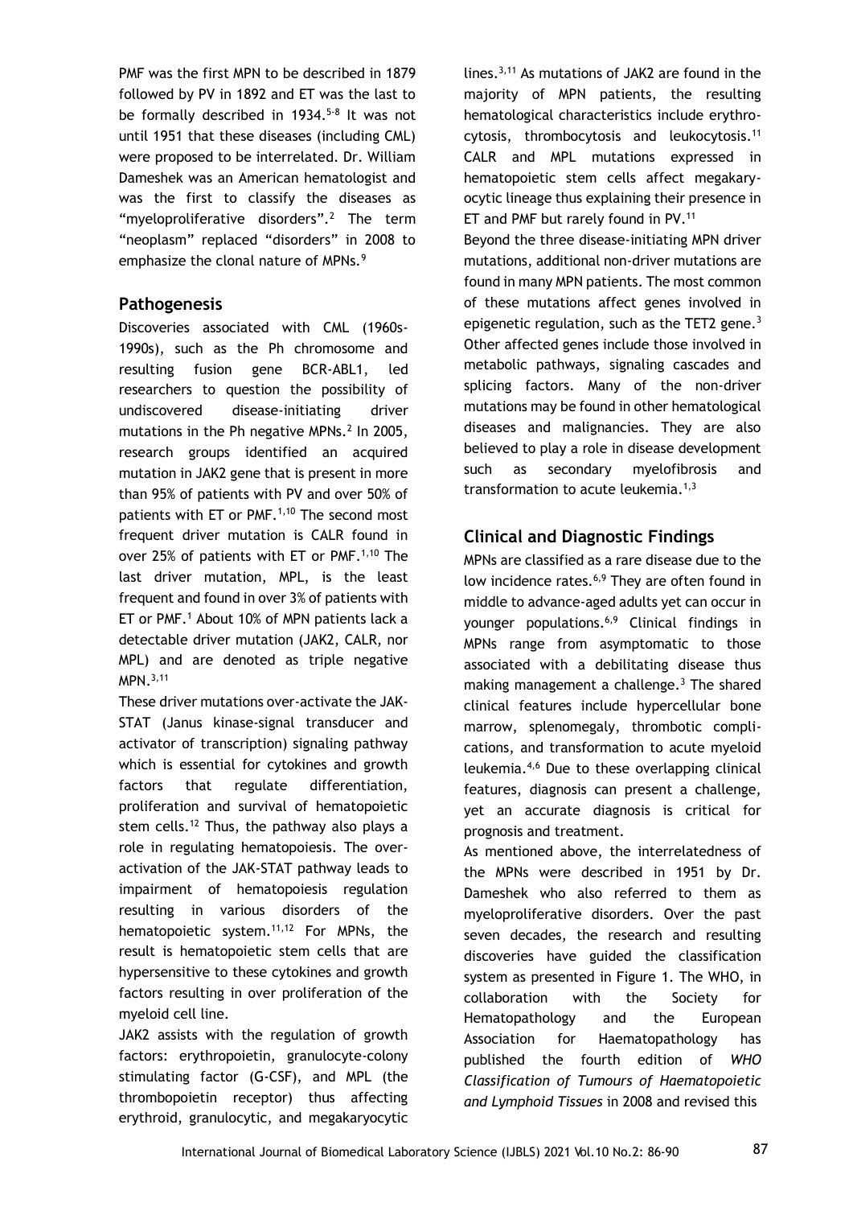PMF was the first MPN to be described in 1879 followed by PV in 1892 and ET was the last to be formally described in 1934.[5-8] It was not until 1951 that these diseases (including CML) were proposed to be interrelated. Dr. William Dameshek was an American hematologist and was the first to classify the diseases as "myeloproliferative disorders".[2] The term "neoplasm" replaced "disorders" in 2008 to emphasize the clonal nature of MPNs.[9]

## Pathogenesis

Discoveries associated with CML (1960s-1990s), such as the Ph chromosome and resulting fusion gene BCR-ABL1, led researchers to question the possibility of undiscovered disease-initiating driver mutations in the Ph negative MPNs.[2] In 2005, research groups identified an acquired mutation in JAK2 gene that is present in more than 95% of patients with PV and over 50% of patients with ET or PMF.[1,10] The second most frequent driver mutation is CALR found in over 25% of patients with ET or PMF.[1,10] The last driver mutation, MPL, is the least frequent and found in over 3% of patients with ET or PMF.[1] About 10% of MPN patients lack a detectable driver mutation (JAK2, CALR, nor MPL) and are denoted as triple negative MPN.[3,11]

These driver mutations over-activate the JAK-STAT (Janus kinase-signal transducer and activator of transcription) signaling pathway which is essential for cytokines and growth factors that regulate differentiation, proliferation and survival of hematopoietic stem cells.[12] Thus, the pathway also plays a role in regulating hematopoiesis. The over-activation of the JAK-STAT pathway leads to impairment of hematopoiesis regulation resulting in various disorders of the hematopoietic system.[11,12] For MPNs, the result is hematopoietic stem cells that are hypersensitive to these cytokines and growth factors resulting in over proliferation of the myeloid cell line.

JAK2 assists with the regulation of growth factors: erythropoietin, granulocyte-colony stimulating factor (G-CSF), and MPL (the thrombopoietin receptor) thus affecting erythroid, granulocytic, and megakaryocytic lines.[3,11] As mutations of JAK2 are found in the majority of MPN patients, the resulting hematological characteristics include erythrocytosis, thrombocytosis and leukocytosis.[11] CALR and MPL mutations expressed in hematopoietic stem cells affect megakaryocytic lineage thus explaining their presence in ET and PMF but rarely found in PV.[11]

Beyond the three disease-initiating MPN driver mutations, additional non-driver mutations are found in many MPN patients. The most common of these mutations affect genes involved in epigenetic regulation, such as the TET2 gene.[3] Other affected genes include those involved in metabolic pathways, signaling cascades and splicing factors. Many of the non-driver mutations may be found in other hematological diseases and malignancies. They are also believed to play a role in disease development such as secondary myelofibrosis and transformation to acute leukemia.[1,3]

## Clinical and Diagnostic Findings

MPNs are classified as a rare disease due to the low incidence rates.[6,9] They are often found in middle to advance-aged adults yet can occur in younger populations.[6,9] Clinical findings in MPNs range from asymptomatic to those associated with a debilitating disease thus making management a challenge.[3] The shared clinical features include hypercellular bone marrow, splenomegaly, thrombotic complications, and transformation to acute myeloid leukemia.[4,6] Due to these overlapping clinical features, diagnosis can present a challenge, yet an accurate diagnosis is critical for prognosis and treatment.

As mentioned above, the interrelatedness of the MPNs were described in 1951 by Dr. Dameshek who also referred to them as myeloproliferative disorders. Over the past seven decades, the research and resulting discoveries have guided the classification system as presented in Figure 1. The WHO, in collaboration with the Society for Hematopathology and the European Association for Haematopathology has published the fourth edition of *WHO Classification of Tumours of Haematopoietic and Lymphoid Tissues* in 2008 and revised this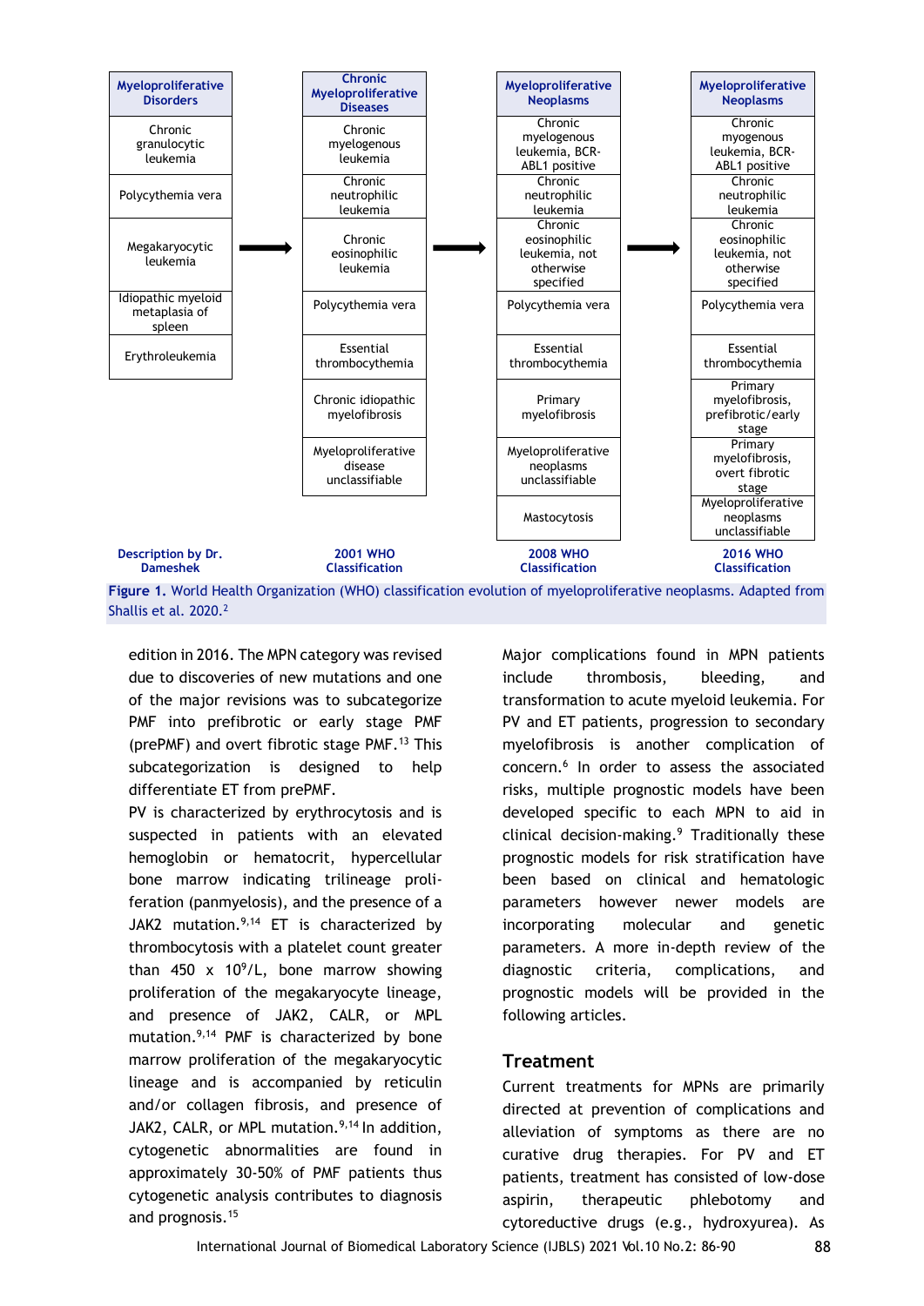| Myeloproliferative Disorders | | Chronic Myeloproliferative Diseases | | Myeloproliferative Neoplasms | | Myeloproliferative Neoplasms |
|---|---|---|---|---|---|---|
| Chronic granulocytic leukemia | | Chronic myelogenous leukemia | | Chronic myelogenous leukemia, BCR-ABL1 positive | | Chronic myogenous leukemia, BCR-ABL1 positive |
| Polycythemia vera | | Chronic neutrophilic leukemia | | Chronic neutrophilic leukemia | | Chronic neutrophilic leukemia |
| Megakaryocytic leukemia | → | Chronic eosinophilic leukemia | → | Chronic eosinophilic leukemia, not otherwise specified | → | Chronic eosinophilic leukemia, not otherwise specified |
| Idiopathic myeloid metaplasia of spleen | | Polycythemia vera | | Polycythemia vera | | Polycythemia vera |
| Erythroleukemia | | Essential thrombocythemia | | Essential thrombocythemia | | Essential thrombocythemia |
| | | Chronic idiopathic myelofibrosis | | Primary myelofibrosis | | Primary myelofibrosis, prefibrotic/early stage |
| | | Myeloproliferative disease unclassifiable | | Myeloproliferative neoplasms unclassifiable | | Primary myelofibrosis, overt fibrotic stage |
| | | | | Mastocytosis | | Myeloproliferative neoplasms unclassifiable |
| Description by Dr. Dameshek | | 2001 WHO Classification | | 2008 WHO Classification | | 2016 WHO Classification |

**Figure 1.** World Health Organization (WHO) classification evolution of myeloproliferative neoplasms. Adapted from Shallis et al. 2020.[2]

edition in 2016. The MPN category was revised due to discoveries of new mutations and one of the major revisions was to subcategorize PMF into prefibrotic or early stage PMF (prePMF) and overt fibrotic stage PMF.[13] This subcategorization is designed to help differentiate ET from prePMF.

PV is characterized by erythrocytosis and is suspected in patients with an elevated hemoglobin or hematocrit, hypercellular bone marrow indicating trilineage proliferation (panmyelosis), and the presence of a JAK2 mutation.[9,14] ET is characterized by thrombocytosis with a platelet count greater than 450 x $10^9$/L, bone marrow showing proliferation of the megakaryocyte lineage, and presence of JAK2, CALR, or MPL mutation.[9,14] PMF is characterized by bone marrow proliferation of the megakaryocytic lineage and is accompanied by reticulin and/or collagen fibrosis, and presence of JAK2, CALR, or MPL mutation.[9,14] In addition, cytogenetic abnormalities are found in approximately 30-50% of PMF patients thus cytogenetic analysis contributes to diagnosis and prognosis.[15]

Major complications found in MPN patients include thrombosis, bleeding, and transformation to acute myeloid leukemia. For PV and ET patients, progression to secondary myelofibrosis is another complication of concern.[6] In order to assess the associated risks, multiple prognostic models have been developed specific to each MPN to aid in clinical decision-making.[9] Traditionally these prognostic models for risk stratification have been based on clinical and hematologic parameters however newer models are incorporating molecular and genetic parameters. A more in-depth review of the diagnostic criteria, complications, and prognostic models will be provided in the following articles.

## Treatment

Current treatments for MPNs are primarily directed at prevention of complications and alleviation of symptoms as there are no curative drug therapies. For PV and ET patients, treatment has consisted of low-dose aspirin, therapeutic phlebotomy and cytoreductive drugs (e.g., hydroxyurea). As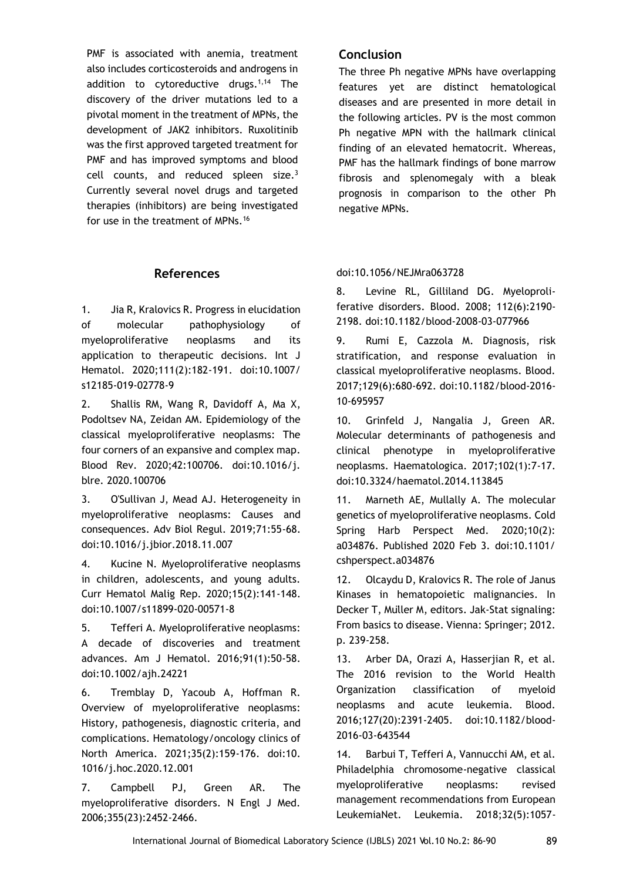PMF is associated with anemia, treatment also includes corticosteroids and androgens in addition to cytoreductive drugs.[1,14] The discovery of the driver mutations led to a pivotal moment in the treatment of MPNs, the development of JAK2 inhibitors. Ruxolitinib was the first approved targeted treatment for PMF and has improved symptoms and blood cell counts, and reduced spleen size.[3] Currently several novel drugs and targeted therapies (inhibitors) are being investigated for use in the treatment of MPNs.[16]

## Conclusion

The three Ph negative MPNs have overlapping features yet are distinct hematological diseases and are presented in more detail in the following articles. PV is the most common Ph negative MPN with the hallmark clinical finding of an elevated hematocrit. Whereas, PMF has the hallmark findings of bone marrow fibrosis and splenomegaly with a bleak prognosis in comparison to the other Ph negative MPNs.

## References

1. Jia R, Kralovics R. Progress in elucidation of molecular pathophysiology of myeloproliferative neoplasms and its application to therapeutic decisions. Int J Hematol. 2020;111(2):182-191. doi:10.1007/s12185-019-02778-9

2. Shallis RM, Wang R, Davidoff A, Ma X, Podoltsev NA, Zeidan AM. Epidemiology of the classical myeloproliferative neoplasms: The four corners of an expansive and complex map. Blood Rev. 2020;42:100706. doi:10.1016/j.blre. 2020.100706

3. O'Sullivan J, Mead AJ. Heterogeneity in myeloproliferative neoplasms: Causes and consequences. Adv Biol Regul. 2019;71:55-68. doi:10.1016/j.jbior.2018.11.007

4. Kucine N. Myeloproliferative neoplasms in children, adolescents, and young adults. Curr Hematol Malig Rep. 2020;15(2):141-148. doi:10.1007/s11899-020-00571-8

5. Tefferi A. Myeloproliferative neoplasms: A decade of discoveries and treatment advances. Am J Hematol. 2016;91(1):50-58. doi:10.1002/ajh.24221

6. Tremblay D, Yacoub A, Hoffman R. Overview of myeloproliferative neoplasms: History, pathogenesis, diagnostic criteria, and complications. Hematology/oncology clinics of North America. 2021;35(2):159-176. doi:10.1016/j.hoc.2020.12.001

7. Campbell PJ, Green AR. The myeloproliferative disorders. N Engl J Med. 2006;355(23):2452-2466. doi:10.1056/NEJMra063728

8. Levine RL, Gilliland DG. Myeloproliferative disorders. Blood. 2008; 112(6):2190-2198. doi:10.1182/blood-2008-03-077966

9. Rumi E, Cazzola M. Diagnosis, risk stratification, and response evaluation in classical myeloproliferative neoplasms. Blood. 2017;129(6):680-692. doi:10.1182/blood-2016-10-695957

10. Grinfeld J, Nangalia J, Green AR. Molecular determinants of pathogenesis and clinical phenotype in myeloproliferative neoplasms. Haematologica. 2017;102(1):7-17. doi:10.3324/haematol.2014.113845

11. Marneth AE, Mullally A. The molecular genetics of myeloproliferative neoplasms. Cold Spring Harb Perspect Med. 2020;10(2): a034876. Published 2020 Feb 3. doi:10.1101/cshperspect.a034876

12. Olcaydu D, Kralovics R. The role of Janus Kinases in hematopoietic malignancies. In Decker T, Müller M, editors. Jak-Stat signaling: From basics to disease. Vienna: Springer; 2012. p. 239-258.

13. Arber DA, Orazi A, Hasserjian R, et al. The 2016 revision to the World Health Organization classification of myeloid neoplasms and acute leukemia. Blood. 2016;127(20):2391-2405. doi:10.1182/blood-2016-03-643544

14. Barbui T, Tefferi A, Vannucchi AM, et al. Philadelphia chromosome-negative classical myeloproliferative neoplasms: revised management recommendations from European LeukemiaNet. Leukemia. 2018;32(5):1057-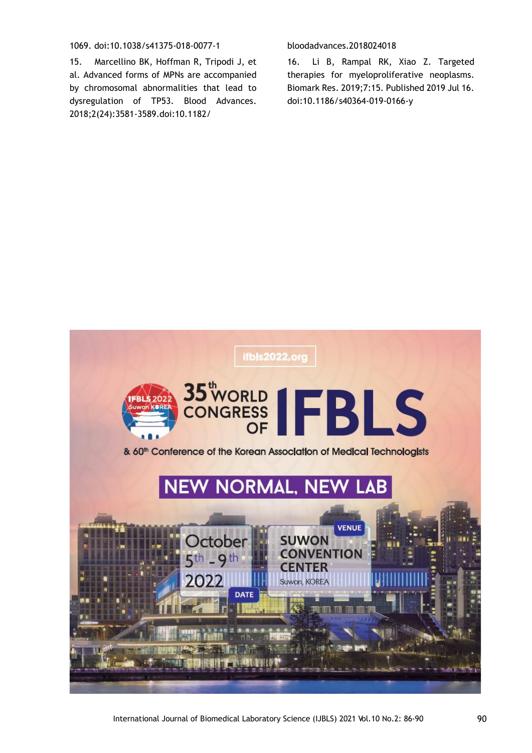1069. doi:10.1038/s41375-018-0077-1

15. Marcellino BK, Hoffman R, Tripodi J, et al. Advanced forms of MPNs are accompanied by chromosomal abnormalities that lead to dysregulation of TP53. Blood Advances. 2018;2(24):3581-3589.doi:10.1182/bloodadvances.2018024018

16. Li B, Rampal RK, Xiao Z. Targeted therapies for myeloproliferative neoplasms. Biomark Res. 2019;7:15. Published 2019 Jul 16. doi:10.1186/s40364-019-0166-y